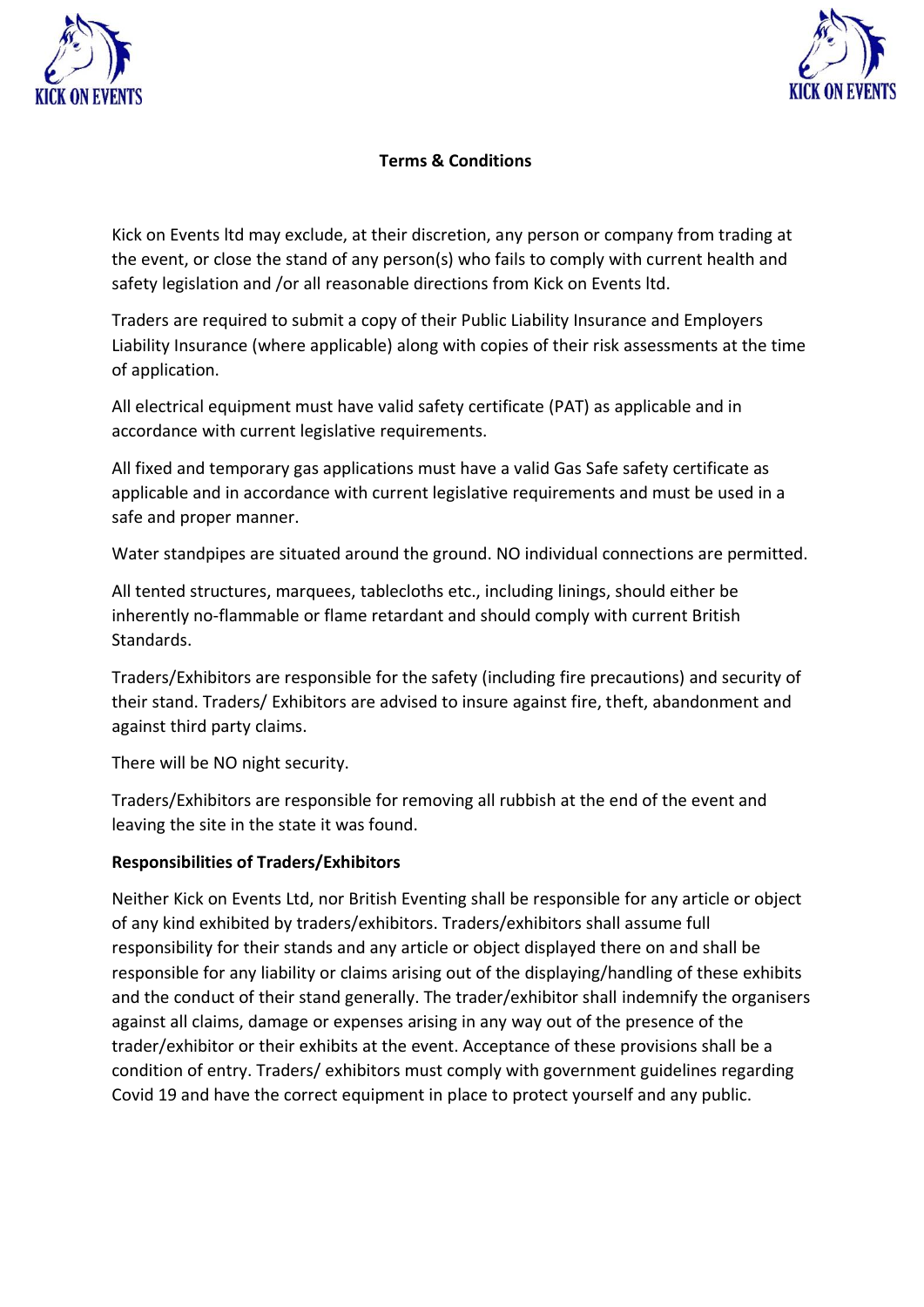**Terms & Conditions**

Kick on Events ltd may exclude, at their discretion, any person or company from trading at the event, or close the stand of any person(s) who fails to comply with current health and safety legislation and /or all reasonable directions from Kick on Events ltd.

Traders are required to submit a copy of their Public Liability Insurance and Employers Liability Insurance (where applicable) along with copies of their risk assessments at the time of application.

All electrical equipment must have valid safety certificate (PAT) as applicable and in accordance with current legislative requirements.

All fixed and temporary gas applications must have a valid Gas Safe safety certificate as applicable and in accordance with current legislative requirements and must be used in a safe and proper manner.

Water standpipes are situated around the ground. NO individual connections are permitted.

All tented structures, marquees, tablecloths etc., including linings, should either be inherently no-flammable or flame retardant and should comply with current British Standards.

Traders/Exhibitors are responsible for the safety (including fire precautions) and security of their stand. Traders/ Exhibitors are advised to insure against fire, theft, abandonment and against third party claims.

There will be NO night security.

Traders/Exhibitors are responsible for removing all rubbish at the end of the event and leaving the site in the state it was found.

**Responsibilities of Traders/Exhibitors**

Neither Kick on Events Ltd, nor British Eventing shall be responsible for any article or object of any kind exhibited by traders/exhibitors. Traders/exhibitors shall assume full responsibility for their stands and any article or object displayed there on and shall be responsible for any liability or claims arising out of the displaying/handling of these exhibits and the conduct of their stand generally. The trader/exhibitor shall indemnify the organisers against all claims, damage or expenses arising in any way out of the presence of the trader/exhibitor or their exhibits at the event. Acceptance of these provisions shall be a condition of entry. Traders/ exhibitors must comply with government guidelines regarding Covid 19 and have the correct equipment in place to protect yourself and any public.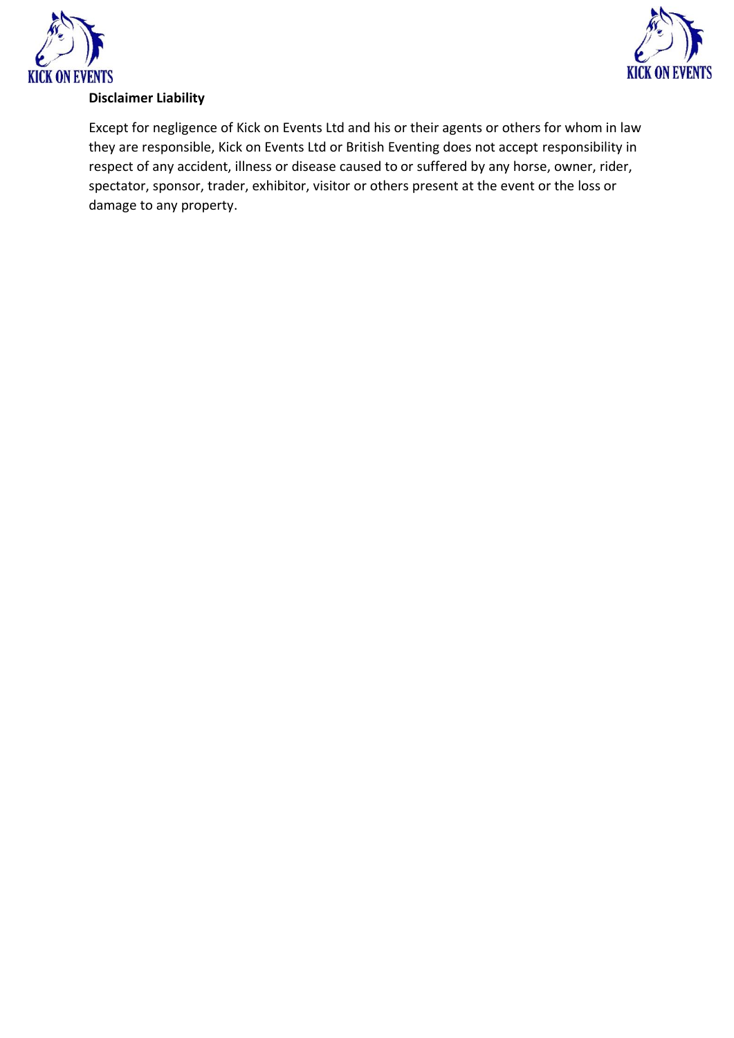**Disclaimer Liability**

Except for negligence of Kick on Events Ltd and his or their agents or others for whom in law they are responsible, Kick on Events Ltd or British Eventing does not accept responsibility in respect of any accident, illness or disease caused to or suffered by any horse, owner, rider, spectator, sponsor, trader, exhibitor, visitor or others present at the event or the loss or damage to any property.